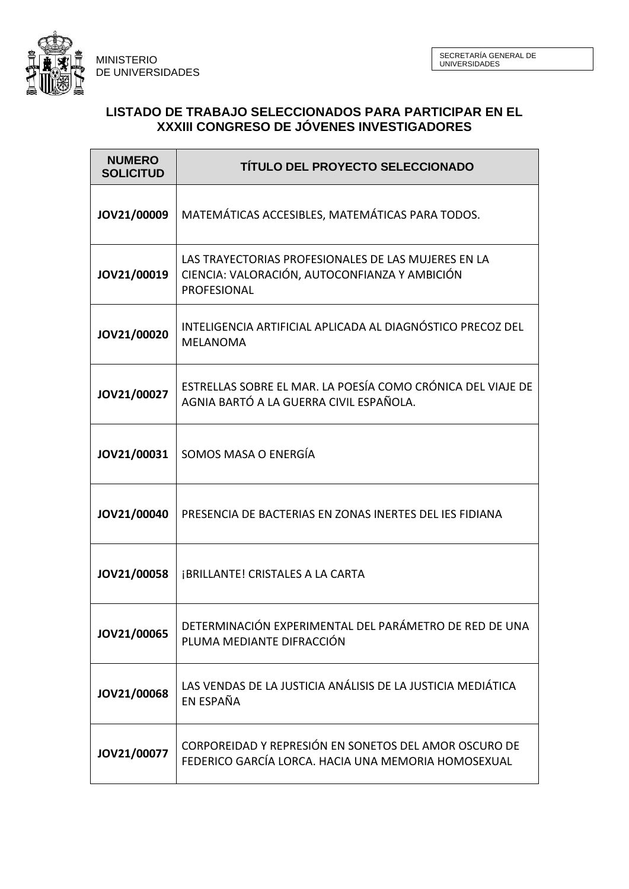MINISTERIO DE UNIVERSIDADES

SECRETARÍA GENERAL DE UNIVERSIDADES

## LISTADO DE TRABAJO SELECCIONADOS PARA PARTICIPAR EN EL XXXIII CONGRESO DE JÓVENES INVESTIGADORES

| NUMERO SOLICITUD | TÍTULO DEL PROYECTO SELECCIONADO |
|---|---|
| **JOV21/00009** | MATEMÁTICAS ACCESIBLES, MATEMÁTICAS PARA TODOS. |
| **JOV21/00019** | LAS TRAYECTORIAS PROFESIONALES DE LAS MUJERES EN LA CIENCIA: VALORACIÓN, AUTOCONFIANZA Y AMBICIÓN PROFESIONAL |
| **JOV21/00020** | INTELIGENCIA ARTIFICIAL APLICADA AL DIAGNÓSTICO PRECOZ DEL MELANOMA |
| **JOV21/00027** | ESTRELLAS SOBRE EL MAR. LA POESÍA COMO CRÓNICA DEL VIAJE DE AGNIA BARTÓ A LA GUERRA CIVIL ESPAÑOLA. |
| **JOV21/00031** | SOMOS MASA O ENERGÍA |
| **JOV21/00040** | PRESENCIA DE BACTERIAS EN ZONAS INERTES DEL IES FIDIANA |
| **JOV21/00058** | ¡BRILLANTE! CRISTALES A LA CARTA |
| **JOV21/00065** | DETERMINACIÓN EXPERIMENTAL DEL PARÁMETRO DE RED DE UNA PLUMA MEDIANTE DIFRACCIÓN |
| **JOV21/00068** | LAS VENDAS DE LA JUSTICIA ANÁLISIS DE LA JUSTICIA MEDIÁTICA EN ESPAÑA |
| **JOV21/00077** | CORPOREIDAD Y REPRESIÓN EN SONETOS DEL AMOR OSCURO DE FEDERICO GARCÍA LORCA. HACIA UNA MEMORIA HOMOSEXUAL |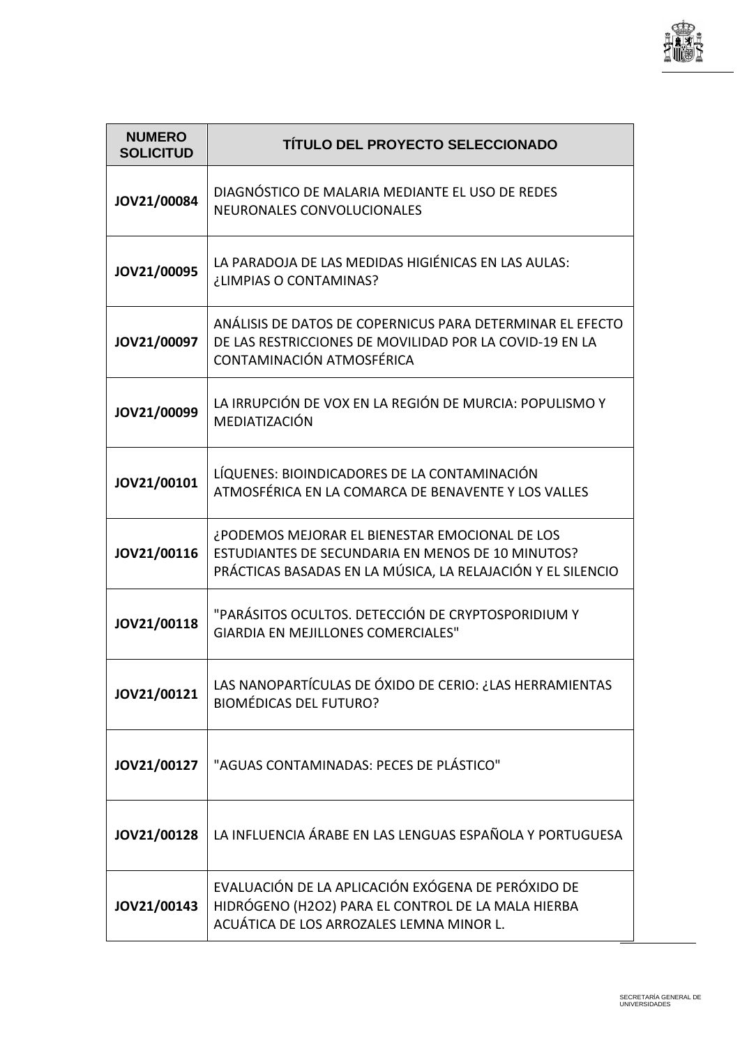| NUMERO SOLICITUD | TÍTULO DEL PROYECTO SELECCIONADO |
|---|---|
| JOV21/00084 | DIAGNÓSTICO DE MALARIA MEDIANTE EL USO DE REDES NEURONALES CONVOLUCIONALES |
| JOV21/00095 | LA PARADOJA DE LAS MEDIDAS HIGIÉNICAS EN LAS AULAS: ¿LIMPIAS O CONTAMINAS? |
| JOV21/00097 | ANÁLISIS DE DATOS DE COPERNICUS PARA DETERMINAR EL EFECTO DE LAS RESTRICCIONES DE MOVILIDAD POR LA COVID-19 EN LA CONTAMINACIÓN ATMOSFÉRICA |
| JOV21/00099 | LA IRRUPCIÓN DE VOX EN LA REGIÓN DE MURCIA: POPULISMO Y MEDIATIZACIÓN |
| JOV21/00101 | LÍQUENES: BIOINDICADORES DE LA CONTAMINACIÓN ATMOSFÉRICA EN LA COMARCA DE BENAVENTE Y LOS VALLES |
| JOV21/00116 | ¿PODEMOS MEJORAR EL BIENESTAR EMOCIONAL DE LOS ESTUDIANTES DE SECUNDARIA EN MENOS DE 10 MINUTOS? PRÁCTICAS BASADAS EN LA MÚSICA, LA RELAJACIÓN Y EL SILENCIO |
| JOV21/00118 | "PARÁSITOS OCULTOS. DETECCIÓN DE CRYPTOSPORIDIUM Y GIARDIA EN MEJILLONES COMERCIALES" |
| JOV21/00121 | LAS NANOPARTÍCULAS DE ÓXIDO DE CERIO: ¿LAS HERRAMIENTAS BIOMÉDICAS DEL FUTURO? |
| JOV21/00127 | "AGUAS CONTAMINADAS: PECES DE PLÁSTICO" |
| JOV21/00128 | LA INFLUENCIA ÁRABE EN LAS LENGUAS ESPAÑOLA Y PORTUGUESA |
| JOV21/00143 | EVALUACIÓN DE LA APLICACIÓN EXÓGENA DE PERÓXIDO DE HIDRÓGENO ($H_2O_2$) PARA EL CONTROL DE LA MALA HIERBA ACUÁTICA DE LOS ARROZALES LEMNA MINOR L. |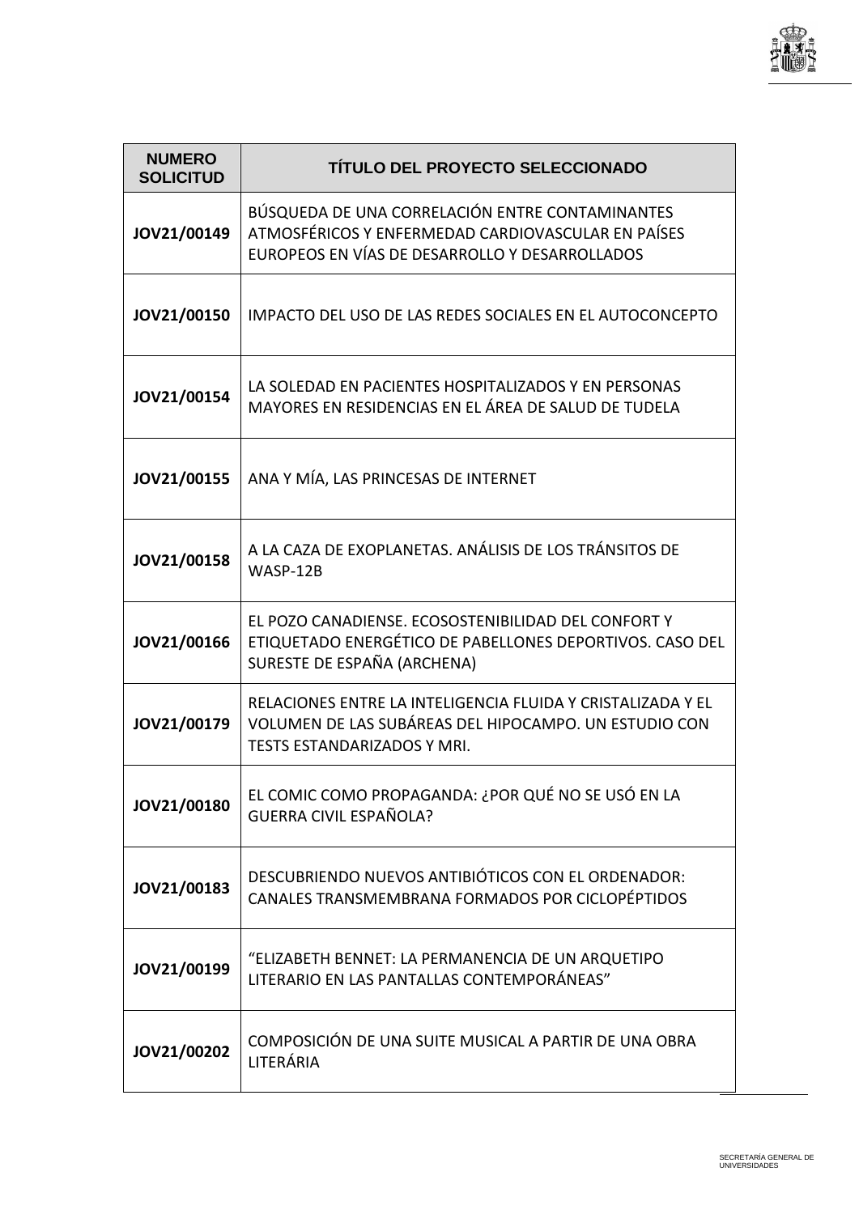| NUMERO SOLICITUD | TÍTULO DEL PROYECTO SELECCIONADO |
|---|---|
| **JOV21/00149** | BÚSQUEDA DE UNA CORRELACIÓN ENTRE CONTAMINANTES ATMOSFÉRICOS Y ENFERMEDAD CARDIOVASCULAR EN PAÍSES EUROPEOS EN VÍAS DE DESARROLLO Y DESARROLLADOS |
| **JOV21/00150** | IMPACTO DEL USO DE LAS REDES SOCIALES EN EL AUTOCONCEPTO |
| **JOV21/00154** | LA SOLEDAD EN PACIENTES HOSPITALIZADOS Y EN PERSONAS MAYORES EN RESIDENCIAS EN EL ÁREA DE SALUD DE TUDELA |
| **JOV21/00155** | ANA Y MÍA, LAS PRINCESAS DE INTERNET |
| **JOV21/00158** | A LA CAZA DE EXOPLANETAS. ANÁLISIS DE LOS TRÁNSITOS DE WASP-12B |
| **JOV21/00166** | EL POZO CANADIENSE. ECOSOSTENIBILIDAD DEL CONFORT Y ETIQUETADO ENERGÉTICO DE PABELLONES DEPORTIVOS. CASO DEL SURESTE DE ESPAÑA (ARCHENA) |
| **JOV21/00179** | RELACIONES ENTRE LA INTELIGENCIA FLUIDA Y CRISTALIZADA Y EL VOLUMEN DE LAS SUBÁREAS DEL HIPOCAMPO. UN ESTUDIO CON TESTS ESTANDARIZADOS Y MRI. |
| **JOV21/00180** | EL COMIC COMO PROPAGANDA: ¿POR QUÉ NO SE USÓ EN LA GUERRA CIVIL ESPAÑOLA? |
| **JOV21/00183** | DESCUBRIENDO NUEVOS ANTIBIÓTICOS CON EL ORDENADOR: CANALES TRANSMEMBRANA FORMADOS POR CICLOPÉPTIDOS |
| **JOV21/00199** | "ELIZABETH BENNET: LA PERMANENCIA DE UN ARQUETIPO LITERARIO EN LAS PANTALLAS CONTEMPORÁNEAS" |
| **JOV21/00202** | COMPOSICIÓN DE UNA SUITE MUSICAL A PARTIR DE UNA OBRA LITERÁRIA |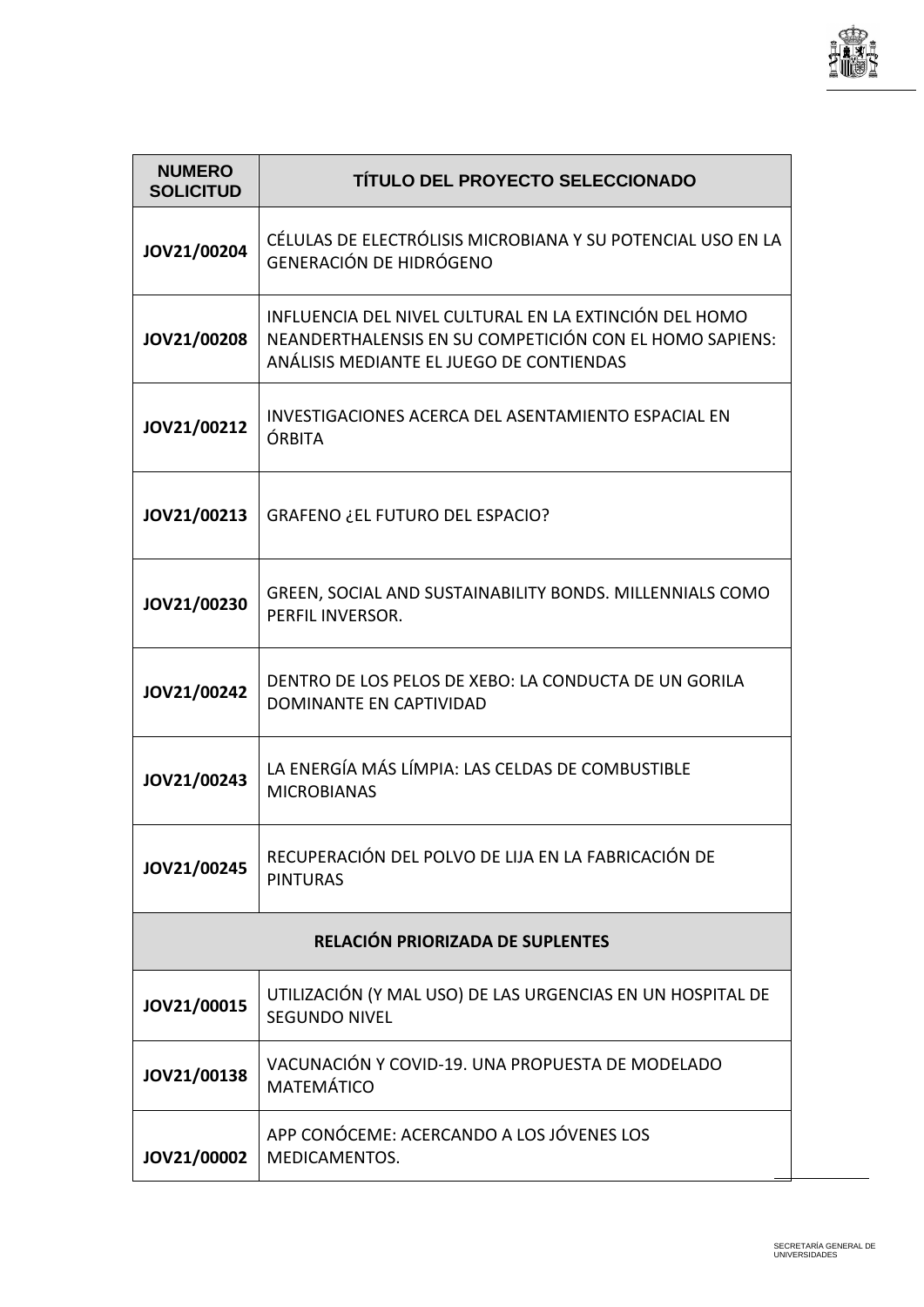| NUMERO SOLICITUD | TÍTULO DEL PROYECTO SELECCIONADO |
|---|---|
| JOV21/00204 | CÉLULAS DE ELECTRÓLISIS MICROBIANA Y SU POTENCIAL USO EN LA GENERACIÓN DE HIDRÓGENO |
| JOV21/00208 | INFLUENCIA DEL NIVEL CULTURAL EN LA EXTINCIÓN DEL HOMO NEANDERTHALENSIS EN SU COMPETICIÓN CON EL HOMO SAPIENS: ANÁLISIS MEDIANTE EL JUEGO DE CONTIENDAS |
| JOV21/00212 | INVESTIGACIONES ACERCA DEL ASENTAMIENTO ESPACIAL EN ÓRBITA |
| JOV21/00213 | GRAFENO ¿EL FUTURO DEL ESPACIO? |
| JOV21/00230 | GREEN, SOCIAL AND SUSTAINABILITY BONDS. MILLENNIALS COMO PERFIL INVERSOR. |
| JOV21/00242 | DENTRO DE LOS PELOS DE XEBO: LA CONDUCTA DE UN GORILA DOMINANTE EN CAPTIVIDAD |
| JOV21/00243 | LA ENERGÍA MÁS LÍMPIA: LAS CELDAS DE COMBUSTIBLE MICROBIANAS |
| JOV21/00245 | RECUPERACIÓN DEL POLVO DE LIJA EN LA FABRICACIÓN DE PINTURAS |
| **RELACIÓN PRIORIZADA DE SUPLENTES** | |
| JOV21/00015 | UTILIZACIÓN (Y MAL USO) DE LAS URGENCIAS EN UN HOSPITAL DE SEGUNDO NIVEL |
| JOV21/00138 | VACUNACIÓN Y COVID-19. UNA PROPUESTA DE MODELADO MATEMÁTICO |
| JOV21/00002 | APP CONÓCEME: ACERCANDO A LOS JÓVENES LOS MEDICAMENTOS. |